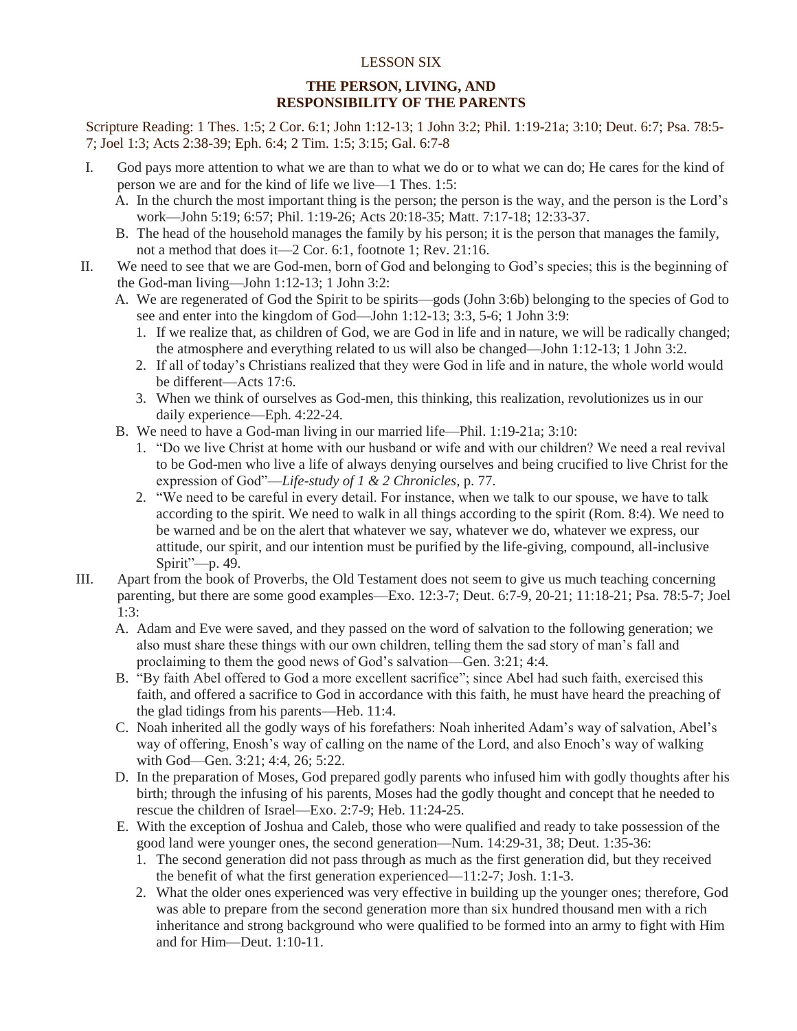LESSON SIX

## THE PERSON, LIVING, AND RESPONSIBILITY OF THE PARENTS

Scripture Reading: 1 Thes. 1:5; 2 Cor. 6:1; John 1:12-13; 1 John 3:2; Phil. 1:19-21a; 3:10; Deut. 6:7; Psa. 78:5-7; Joel 1:3; Acts 2:38-39; Eph. 6:4; 2 Tim. 1:5; 3:15; Gal. 6:7-8

I. God pays more attention to what we are than to what we do or to what we can do; He cares for the kind of person we are and for the kind of life we live—1 Thes. 1:5:
   - A. In the church the most important thing is the person; the person is the way, and the person is the Lord's work—John 5:19; 6:57; Phil. 1:19-26; Acts 20:18-35; Matt. 7:17-18; 12:33-37.
   - B. The head of the household manages the family by his person; it is the person that manages the family, not a method that does it—2 Cor. 6:1, footnote 1; Rev. 21:16.

II. We need to see that we are God-men, born of God and belonging to God's species; this is the beginning of the God-man living—John 1:12-13; 1 John 3:2:
   - A. We are regenerated of God the Spirit to be spirits—gods (John 3:6b) belonging to the species of God to see and enter into the kingdom of God—John 1:12-13; 3:3, 5-6; 1 John 3:9:
     1. If we realize that, as children of God, we are God in life and in nature, we will be radically changed; the atmosphere and everything related to us will also be changed—John 1:12-13; 1 John 3:2.
     2. If all of today's Christians realized that they were God in life and in nature, the whole world would be different—Acts 17:6.
     3. When we think of ourselves as God-men, this thinking, this realization, revolutionizes us in our daily experience—Eph. 4:22-24.
   - B. We need to have a God-man living in our married life—Phil. 1:19-21a; 3:10:
     1. "Do we live Christ at home with our husband or wife and with our children? We need a real revival to be God-men who live a life of always denying ourselves and being crucified to live Christ for the expression of God"—*Life-study of 1 & 2 Chronicles,* p. 77.
     2. "We need to be careful in every detail. For instance, when we talk to our spouse, we have to talk according to the spirit. We need to walk in all things according to the spirit (Rom. 8:4). We need to be warned and be on the alert that whatever we say, whatever we do, whatever we express, our attitude, our spirit, and our intention must be purified by the life-giving, compound, all-inclusive Spirit"—p. 49.

III. Apart from the book of Proverbs, the Old Testament does not seem to give us much teaching concerning parenting, but there are some good examples—Exo. 12:3-7; Deut. 6:7-9, 20-21; 11:18-21; Psa. 78:5-7; Joel 1:3:
   - A. Adam and Eve were saved, and they passed on the word of salvation to the following generation; we also must share these things with our own children, telling them the sad story of man's fall and proclaiming to them the good news of God's salvation—Gen. 3:21; 4:4.
   - B. "By faith Abel offered to God a more excellent sacrifice"; since Abel had such faith, exercised this faith, and offered a sacrifice to God in accordance with this faith, he must have heard the preaching of the glad tidings from his parents—Heb. 11:4.
   - C. Noah inherited all the godly ways of his forefathers: Noah inherited Adam's way of salvation, Abel's way of offering, Enosh's way of calling on the name of the Lord, and also Enoch's way of walking with God—Gen. 3:21; 4:4, 26; 5:22.
   - D. In the preparation of Moses, God prepared godly parents who infused him with godly thoughts after his birth; through the infusing of his parents, Moses had the godly thought and concept that he needed to rescue the children of Israel—Exo. 2:7-9; Heb. 11:24-25.
   - E. With the exception of Joshua and Caleb, those who were qualified and ready to take possession of the good land were younger ones, the second generation—Num. 14:29-31, 38; Deut. 1:35-36:
     1. The second generation did not pass through as much as the first generation did, but they received the benefit of what the first generation experienced—11:2-7; Josh. 1:1-3.
     2. What the older ones experienced was very effective in building up the younger ones; therefore, God was able to prepare from the second generation more than six hundred thousand men with a rich inheritance and strong background who were qualified to be formed into an army to fight with Him and for Him—Deut. 1:10-11.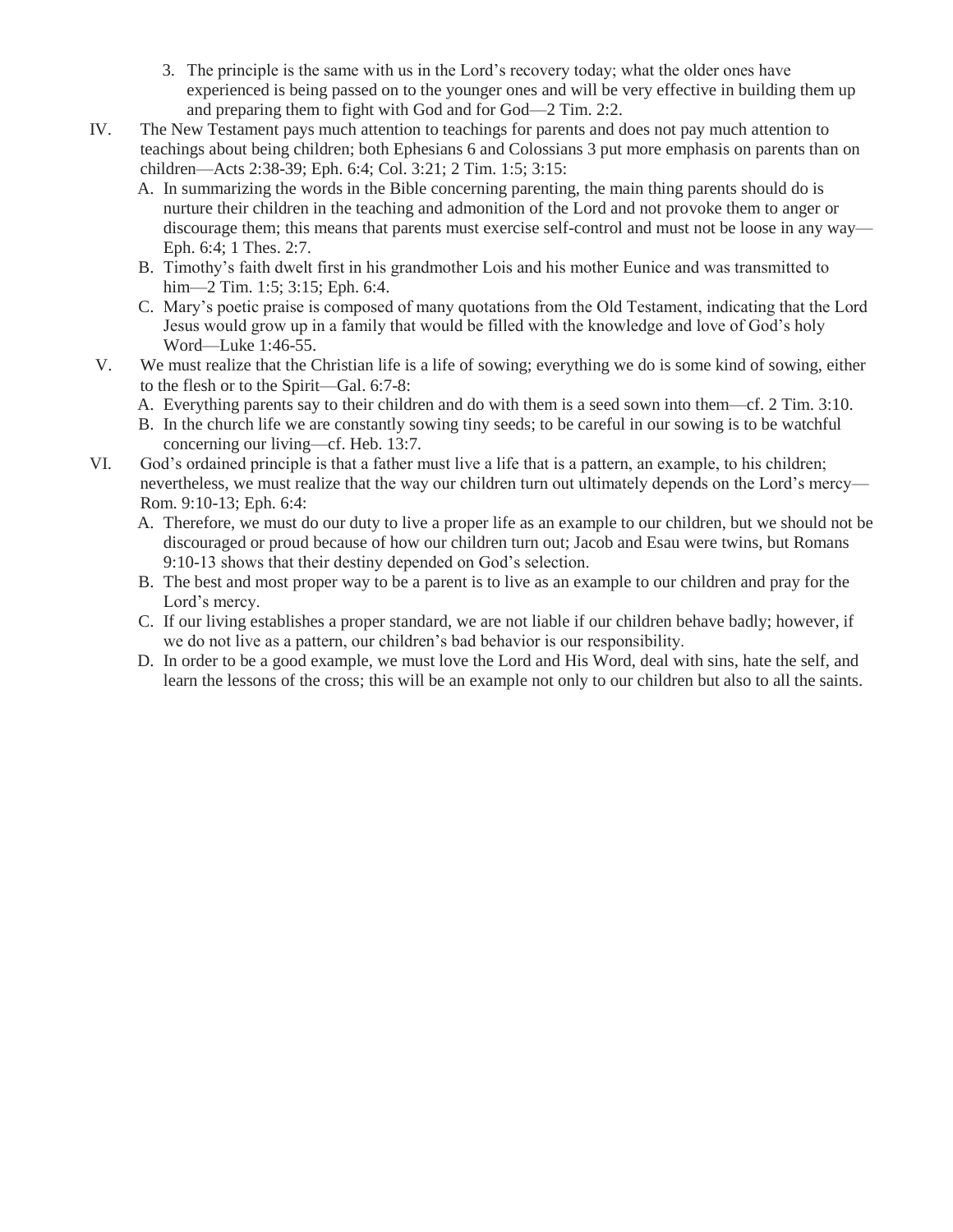3. The principle is the same with us in the Lord's recovery today; what the older ones have experienced is being passed on to the younger ones and will be very effective in building them up and preparing them to fight with God and for God—2 Tim. 2:2.

IV. The New Testament pays much attention to teachings for parents and does not pay much attention to teachings about being children; both Ephesians 6 and Colossians 3 put more emphasis on parents than on children—Acts 2:38-39; Eph. 6:4; Col. 3:21; 2 Tim. 1:5; 3:15:

A. In summarizing the words in the Bible concerning parenting, the main thing parents should do is nurture their children in the teaching and admonition of the Lord and not provoke them to anger or discourage them; this means that parents must exercise self-control and must not be loose in any way—Eph. 6:4; 1 Thes. 2:7.

B. Timothy's faith dwelt first in his grandmother Lois and his mother Eunice and was transmitted to him—2 Tim. 1:5; 3:15; Eph. 6:4.

C. Mary's poetic praise is composed of many quotations from the Old Testament, indicating that the Lord Jesus would grow up in a family that would be filled with the knowledge and love of God's holy Word—Luke 1:46-55.

V. We must realize that the Christian life is a life of sowing; everything we do is some kind of sowing, either to the flesh or to the Spirit—Gal. 6:7-8:

A. Everything parents say to their children and do with them is a seed sown into them—cf. 2 Tim. 3:10.

B. In the church life we are constantly sowing tiny seeds; to be careful in our sowing is to be watchful concerning our living—cf. Heb. 13:7.

VI. God's ordained principle is that a father must live a life that is a pattern, an example, to his children; nevertheless, we must realize that the way our children turn out ultimately depends on the Lord's mercy—Rom. 9:10-13; Eph. 6:4:

A. Therefore, we must do our duty to live a proper life as an example to our children, but we should not be discouraged or proud because of how our children turn out; Jacob and Esau were twins, but Romans 9:10-13 shows that their destiny depended on God's selection.

B. The best and most proper way to be a parent is to live as an example to our children and pray for the Lord's mercy.

C. If our living establishes a proper standard, we are not liable if our children behave badly; however, if we do not live as a pattern, our children's bad behavior is our responsibility.

D. In order to be a good example, we must love the Lord and His Word, deal with sins, hate the self, and learn the lessons of the cross; this will be an example not only to our children but also to all the saints.